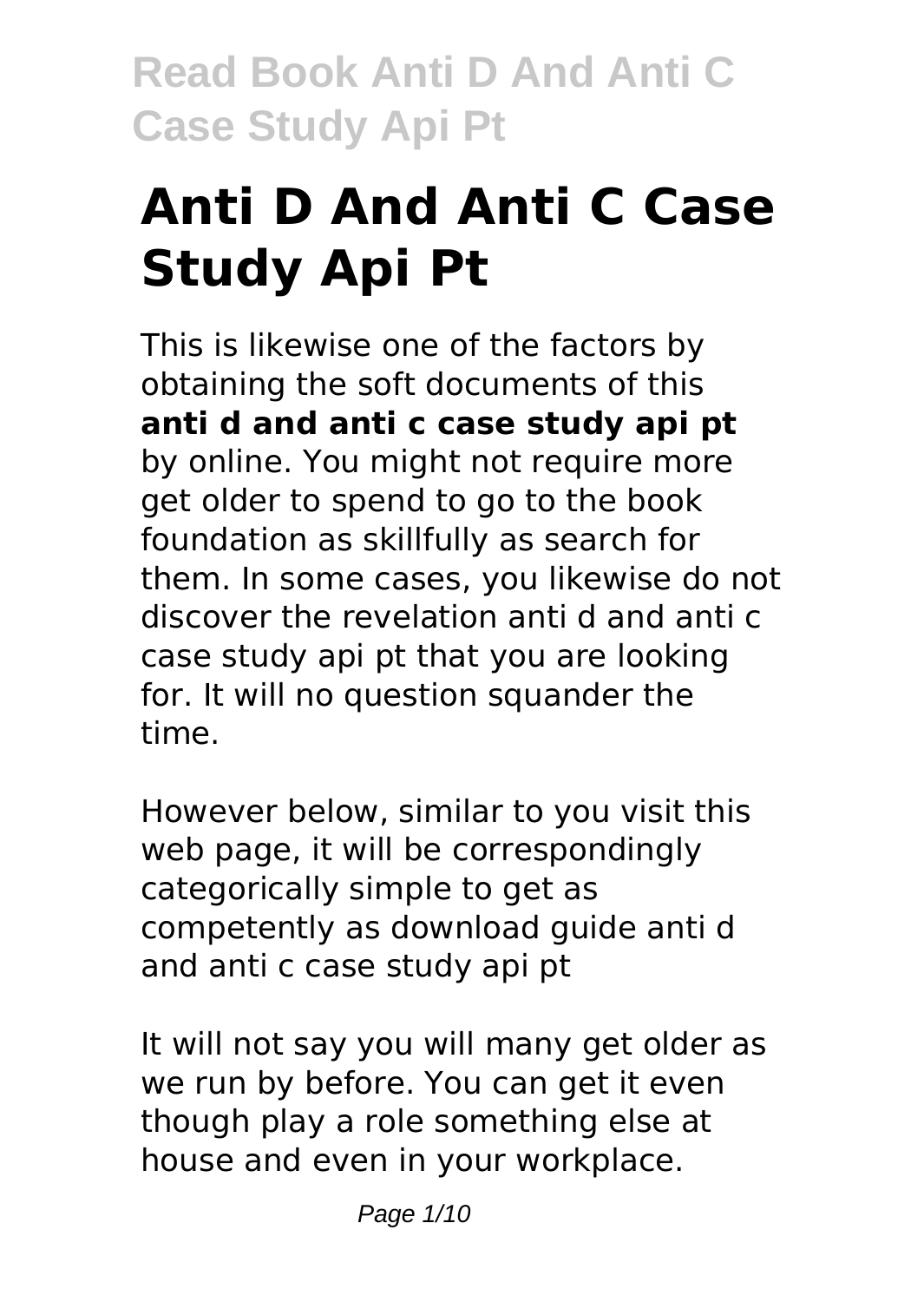# Anti D And Anti C Case Study Api Pt

This is likewise one of the factors by obtaining the soft documents of this **anti d and anti c case study api pt** by online. You might not require more get older to spend to go to the book foundation as skillfully as search for them. In some cases, you likewise do not discover the revelation anti d and anti c case study api pt that you are looking for. It will no question squander the time.

However below, similar to you visit this web page, it will be correspondingly categorically simple to get as competently as download guide anti d and anti c case study api pt

It will not say you will many get older as we run by before. You can get it even though play a role something else at house and even in your workplace.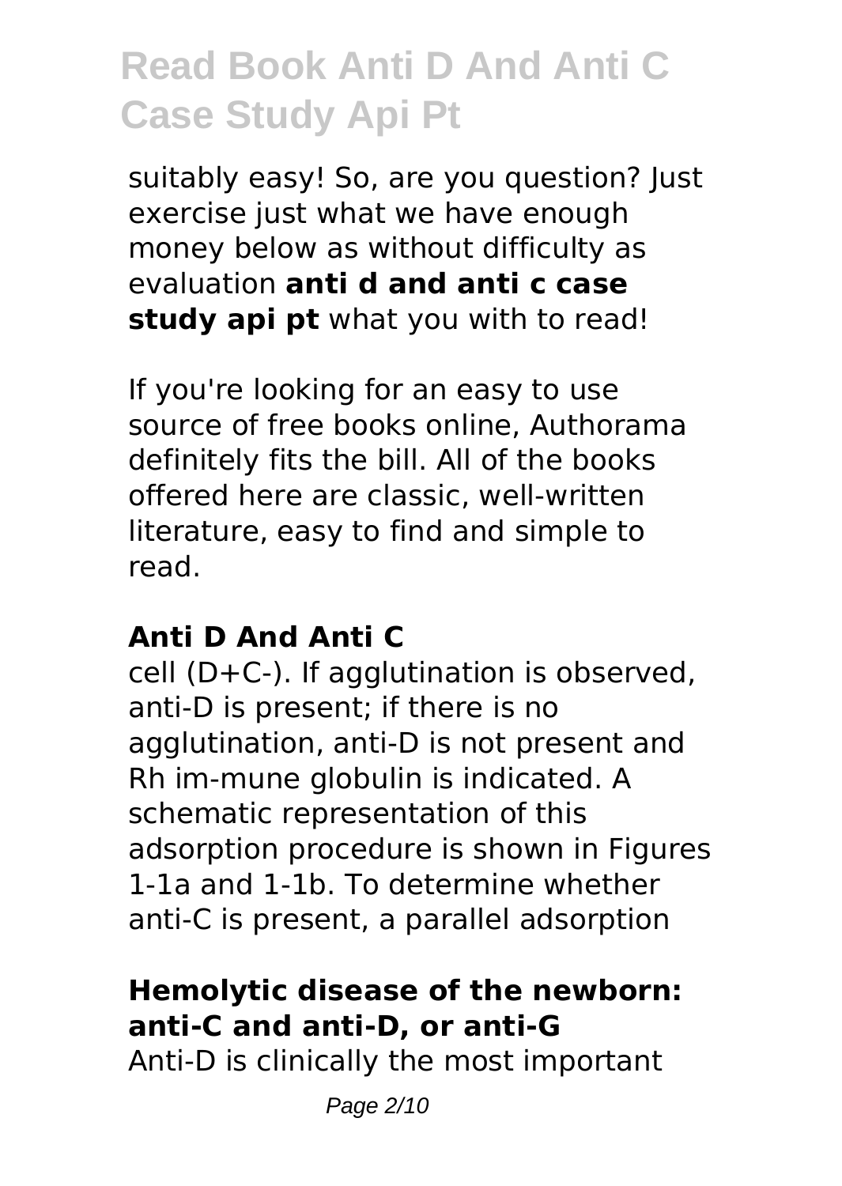suitably easy! So, are you question? Just exercise just what we have enough money below as without difficulty as evaluation **anti d and anti c case study api pt** what you with to read!

If you're looking for an easy to use source of free books online, Authorama definitely fits the bill. All of the books offered here are classic, well-written literature, easy to find and simple to read.

## Anti D And Anti C

cell (D+C-). If agglutination is observed, anti-D is present; if there is no agglutination, anti-D is not present and Rh im-mune globulin is indicated. A schematic representation of this adsorption procedure is shown in Figures 1-1a and 1-1b. To determine whether anti-C is present, a parallel adsorption

## Hemolytic disease of the newborn: anti-C and anti-D, or anti-G

Anti-D is clinically the most important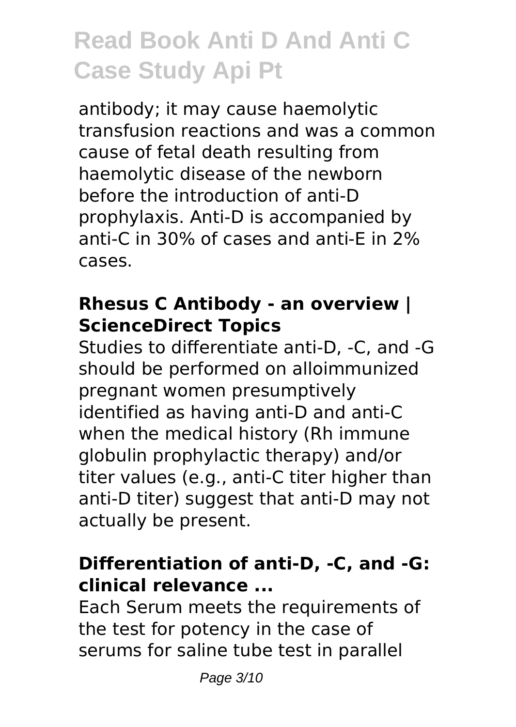antibody; it may cause haemolytic transfusion reactions and was a common cause of fetal death resulting from haemolytic disease of the newborn before the introduction of anti-D prophylaxis. Anti-D is accompanied by anti-C in 30% of cases and anti-E in 2% cases.

### Rhesus C Antibody - an overview | ScienceDirect Topics

Studies to differentiate anti-D, -C, and -G should be performed on alloimmunized pregnant women presumptively identified as having anti-D and anti-C when the medical history (Rh immune globulin prophylactic therapy) and/or titer values (e.g., anti-C titer higher than anti-D titer) suggest that anti-D may not actually be present.

### Differentiation of anti-D, -C, and -G: clinical relevance ...

Each Serum meets the requirements of the test for potency in the case of serums for saline tube test in parallel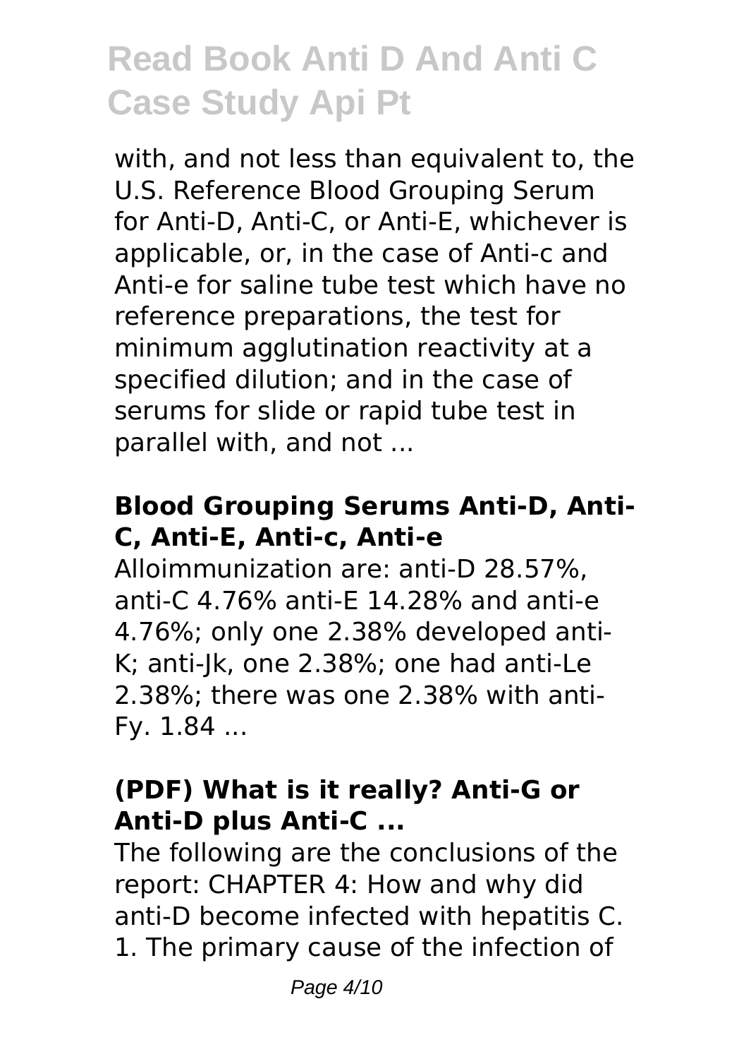with, and not less than equivalent to, the U.S. Reference Blood Grouping Serum for Anti-D, Anti-C, or Anti-E, whichever is applicable, or, in the case of Anti-c and Anti-e for saline tube test which have no reference preparations, the test for minimum agglutination reactivity at a specified dilution; and in the case of serums for slide or rapid tube test in parallel with, and not ...

### Blood Grouping Serums Anti-D, Anti-C, Anti-E, Anti-c, Anti-e

Alloimmunization are: anti-D 28.57%, anti-C 4.76% anti-E 14.28% and anti-e 4.76%; only one 2.38% developed anti-K; anti-Jk, one 2.38%; one had anti-Le 2.38%; there was one 2.38% with anti-Fy. 1.84 ...

### (PDF) What is it really? Anti-G or Anti-D plus Anti-C ...

The following are the conclusions of the report: CHAPTER 4: How and why did anti-D become infected with hepatitis C. 1. The primary cause of the infection of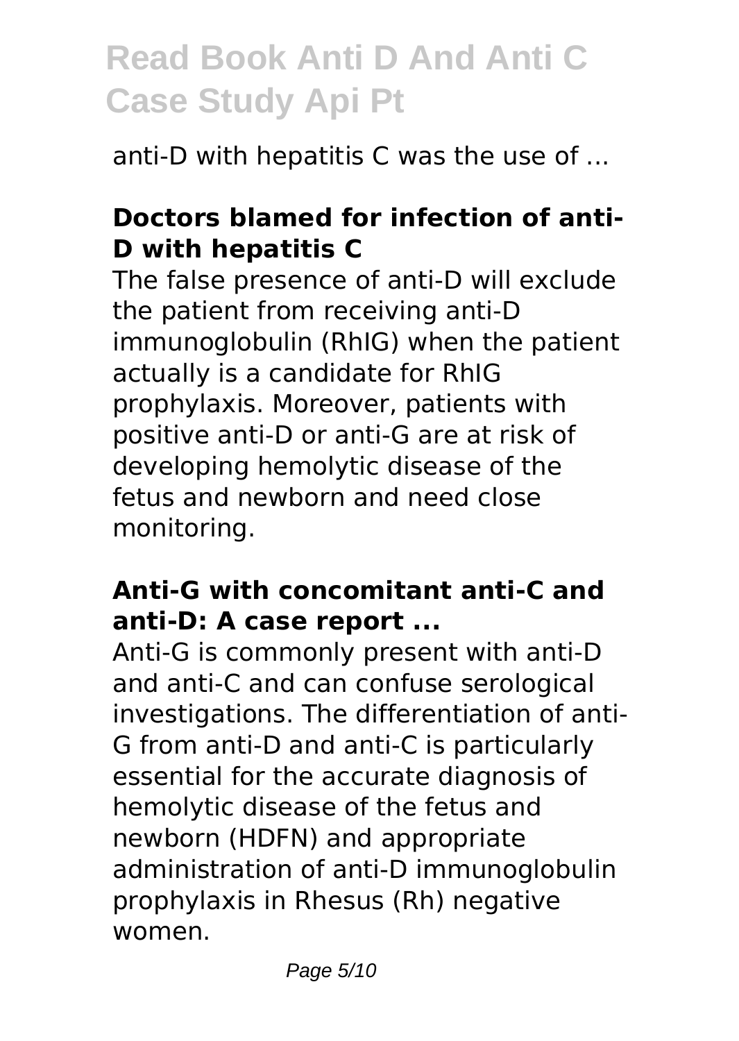anti-D with hepatitis C was the use of ...

**Doctors blamed for infection of anti-D with hepatitis C**

The false presence of anti-D will exclude the patient from receiving anti-D immunoglobulin (RhIG) when the patient actually is a candidate for RhIG prophylaxis. Moreover, patients with positive anti-D or anti-G are at risk of developing hemolytic disease of the fetus and newborn and need close monitoring.

**Anti-G with concomitant anti-C and anti-D: A case report ...**

Anti-G is commonly present with anti-D and anti-C and can confuse serological investigations. The differentiation of anti-G from anti-D and anti-C is particularly essential for the accurate diagnosis of hemolytic disease of the fetus and newborn (HDFN) and appropriate administration of anti-D immunoglobulin prophylaxis in Rhesus (Rh) negative women.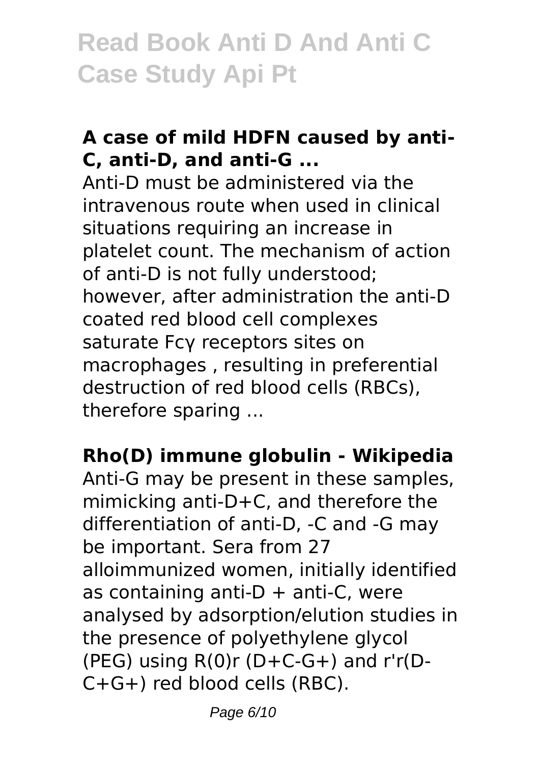**A case of mild HDFN caused by anti-C, anti-D, and anti-G ...**

Anti-D must be administered via the intravenous route when used in clinical situations requiring an increase in platelet count. The mechanism of action of anti-D is not fully understood; however, after administration the anti-D coated red blood cell complexes saturate Fcγ receptors sites on macrophages , resulting in preferential destruction of red blood cells (RBCs), therefore sparing ...

**Rho(D) immune globulin - Wikipedia**

Anti-G may be present in these samples, mimicking anti-D+C, and therefore the differentiation of anti-D, -C and -G may be important. Sera from 27 alloimmunized women, initially identified as containing anti-D + anti-C, were analysed by adsorption/elution studies in the presence of polyethylene glycol (PEG) using R(0)r (D+C-G+) and r'r(D-C+G+) red blood cells (RBC).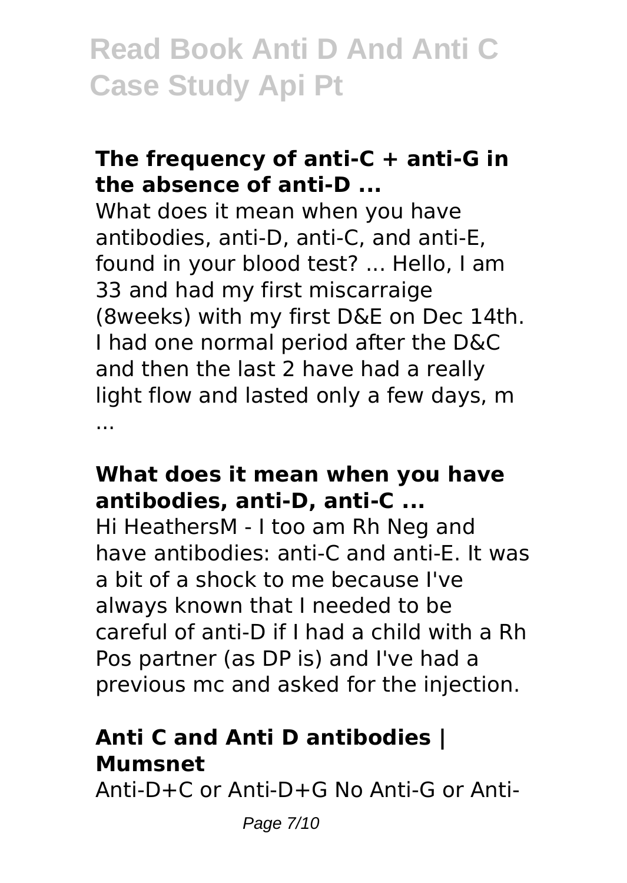### The frequency of anti-C + anti-G in the absence of anti-D ...

What does it mean when you have antibodies, anti-D, anti-C, and anti-E, found in your blood test? ... Hello, I am 33 and had my first miscarraige (8weeks) with my first D&E on Dec 14th. I had one normal period after the D&C and then the last 2 have had a really light flow and lasted only a few days, m ...

### What does it mean when you have antibodies, anti-D, anti-C ...

Hi HeathersM - I too am Rh Neg and have antibodies: anti-C and anti-E. It was a bit of a shock to me because I've always known that I needed to be careful of anti-D if I had a child with a Rh Pos partner (as DP is) and I've had a previous mc and asked for the injection.

### Anti C and Anti D antibodies | Mumsnet

Anti-D+C or Anti-D+G No Anti-G or Anti-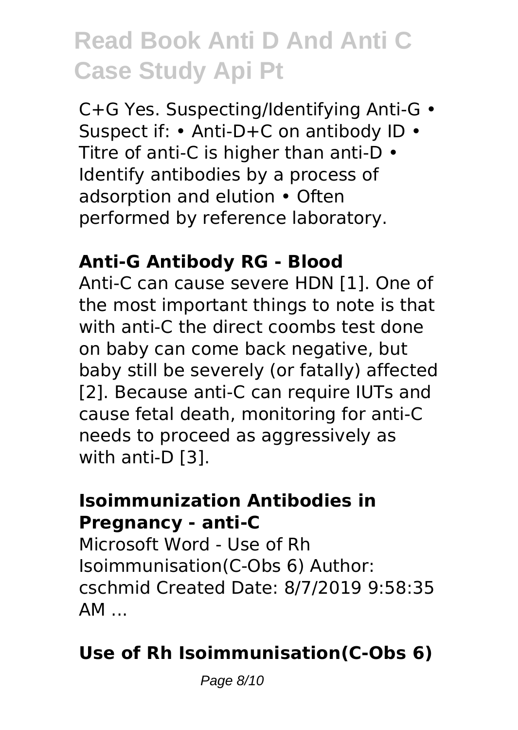C+G Yes. Suspecting/Identifying Anti-G • Suspect if: • Anti-D+C on antibody ID • Titre of anti-C is higher than anti-D • Identify antibodies by a process of adsorption and elution • Often performed by reference laboratory.

### Anti-G Antibody RG - Blood

Anti-C can cause severe HDN [1]. One of the most important things to note is that with anti-C the direct coombs test done on baby can come back negative, but baby still be severely (or fatally) affected [2]. Because anti-C can require IUTs and cause fetal death, monitoring for anti-C needs to proceed as aggressively as with anti-D [3].

### Isoimmunization Antibodies in Pregnancy - anti-C

Microsoft Word - Use of Rh Isoimmunisation(C-Obs 6) Author: cschmid Created Date: 8/7/2019 9:58:35 AM ...

### Use of Rh Isoimmunisation(C-Obs 6)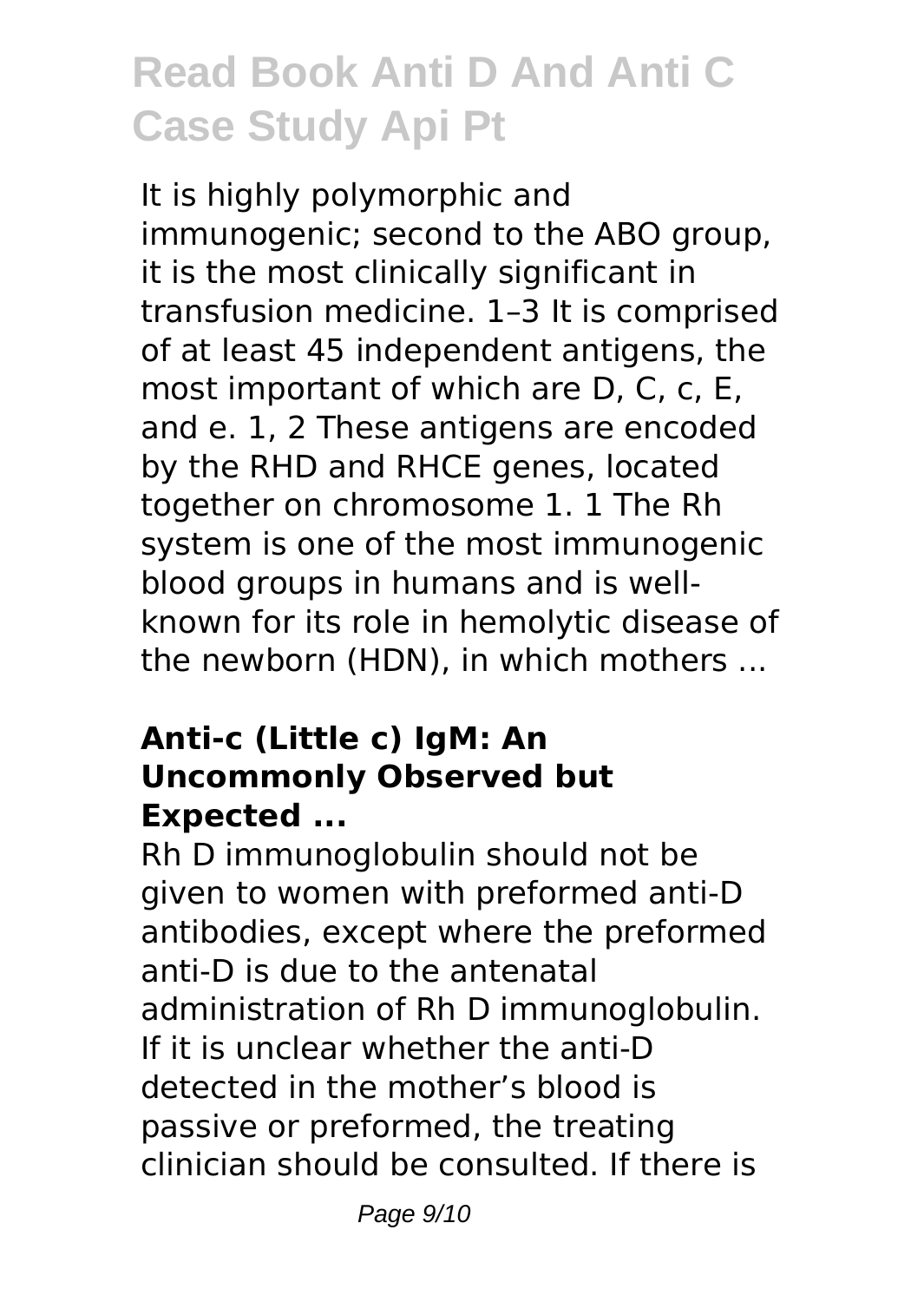# Read Book Anti D And Anti C Case Study Api Pt

It is highly polymorphic and immunogenic; second to the ABO group, it is the most clinically significant in transfusion medicine. 1–3 It is comprised of at least 45 independent antigens, the most important of which are D, C, c, E, and e. 1, 2 These antigens are encoded by the RHD and RHCE genes, located together on chromosome 1. 1 The Rh system is one of the most immunogenic blood groups in humans and is well-known for its role in hemolytic disease of the newborn (HDN), in which mothers ...

### Anti-c (Little c) IgM: An Uncommonly Observed but Expected ...

Rh D immunoglobulin should not be given to women with preformed anti-D antibodies, except where the preformed anti-D is due to the antenatal administration of Rh D immunoglobulin. If it is unclear whether the anti-D detected in the mother's blood is passive or preformed, the treating clinician should be consulted. If there is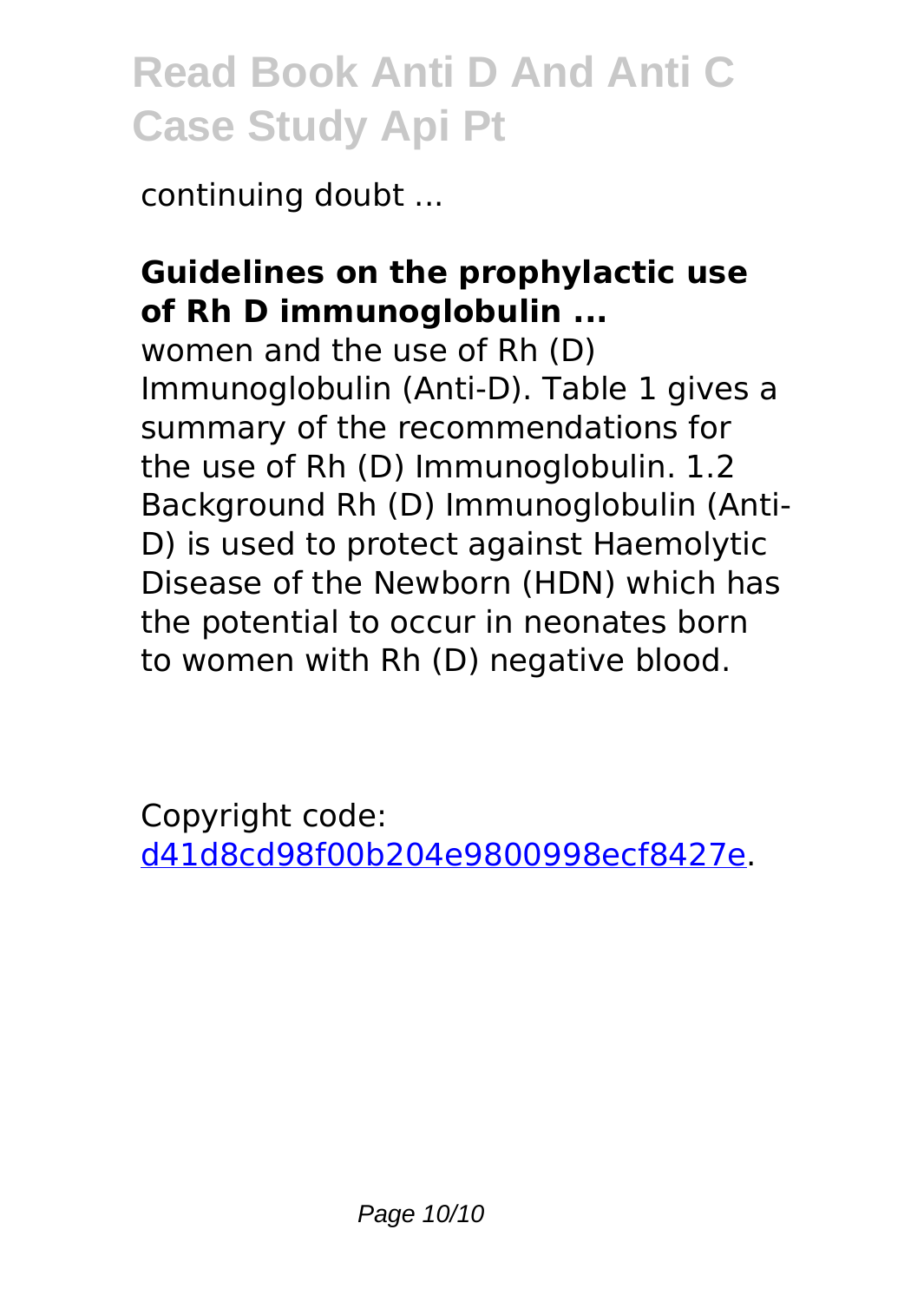continuing doubt ...

**Guidelines on the prophylactic use of Rh D immunoglobulin ...**

women and the use of Rh (D) Immunoglobulin (Anti-D). Table 1 gives a summary of the recommendations for the use of Rh (D) Immunoglobulin. 1.2 Background Rh (D) Immunoglobulin (Anti-D) is used to protect against Haemolytic Disease of the Newborn (HDN) which has the potential to occur in neonates born to women with Rh (D) negative blood.

Copyright code: [d41d8cd98f00b204e9800998ecf8427e](d41d8cd98f00b204e9800998ecf8427e).